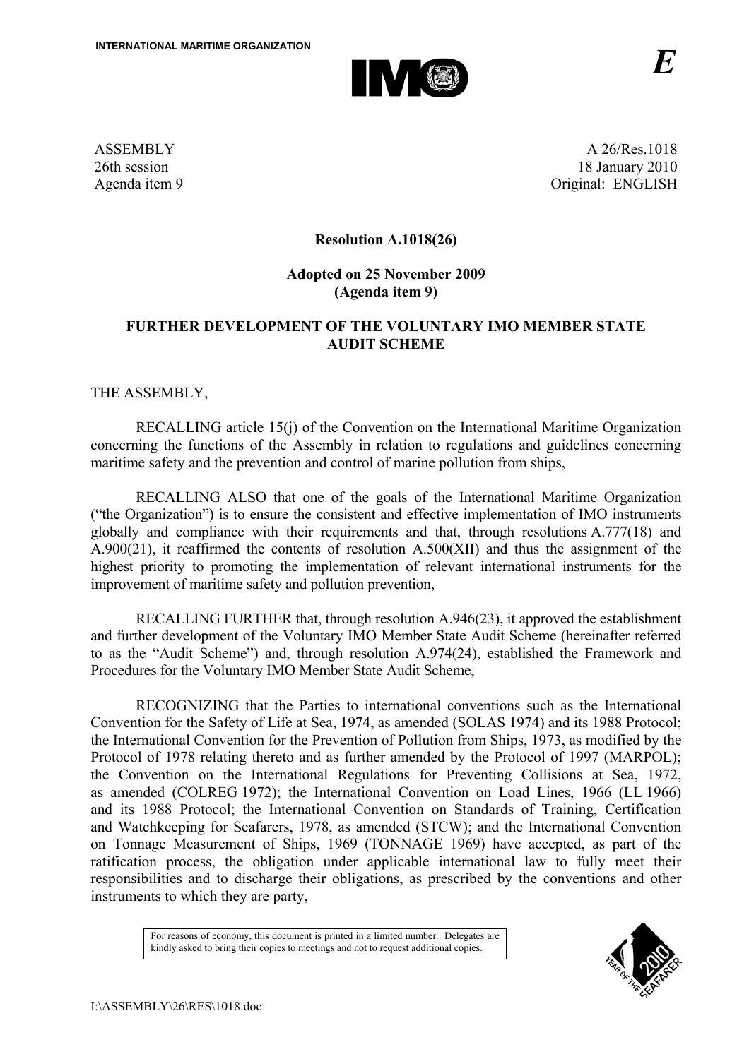INTERNATIONAL MARITIME ORGANIZATION

E

ASSEMBLY
26th session
Agenda item 9

A 26/Res.1018
18 January 2010
Original: ENGLISH

**Resolution A.1018(26)**

**Adopted on 25 November 2009**
**(Agenda item 9)**

**FURTHER DEVELOPMENT OF THE VOLUNTARY IMO MEMBER STATE AUDIT SCHEME**

THE ASSEMBLY,

RECALLING article 15(j) of the Convention on the International Maritime Organization concerning the functions of the Assembly in relation to regulations and guidelines concerning maritime safety and the prevention and control of marine pollution from ships,

RECALLING ALSO that one of the goals of the International Maritime Organization ("the Organization") is to ensure the consistent and effective implementation of IMO instruments globally and compliance with their requirements and that, through resolutions A.777(18) and A.900(21), it reaffirmed the contents of resolution A.500(XII) and thus the assignment of the highest priority to promoting the implementation of relevant international instruments for the improvement of maritime safety and pollution prevention,

RECALLING FURTHER that, through resolution A.946(23), it approved the establishment and further development of the Voluntary IMO Member State Audit Scheme (hereinafter referred to as the "Audit Scheme") and, through resolution A.974(24), established the Framework and Procedures for the Voluntary IMO Member State Audit Scheme,

RECOGNIZING that the Parties to international conventions such as the International Convention for the Safety of Life at Sea, 1974, as amended (SOLAS 1974) and its 1988 Protocol; the International Convention for the Prevention of Pollution from Ships, 1973, as modified by the Protocol of 1978 relating thereto and as further amended by the Protocol of 1997 (MARPOL); the Convention on the International Regulations for Preventing Collisions at Sea, 1972, as amended (COLREG 1972); the International Convention on Load Lines, 1966 (LL 1966) and its 1988 Protocol; the International Convention on Standards of Training, Certification and Watchkeeping for Seafarers, 1978, as amended (STCW); and the International Convention on Tonnage Measurement of Ships, 1969 (TONNAGE 1969) have accepted, as part of the ratification process, the obligation under applicable international law to fully meet their responsibilities and to discharge their obligations, as prescribed by the conventions and other instruments to which they are party,

For reasons of economy, this document is printed in a limited number. Delegates are kindly asked to bring their copies to meetings and not to request additional copies.

I:\ASSEMBLY\26\RES\1018.doc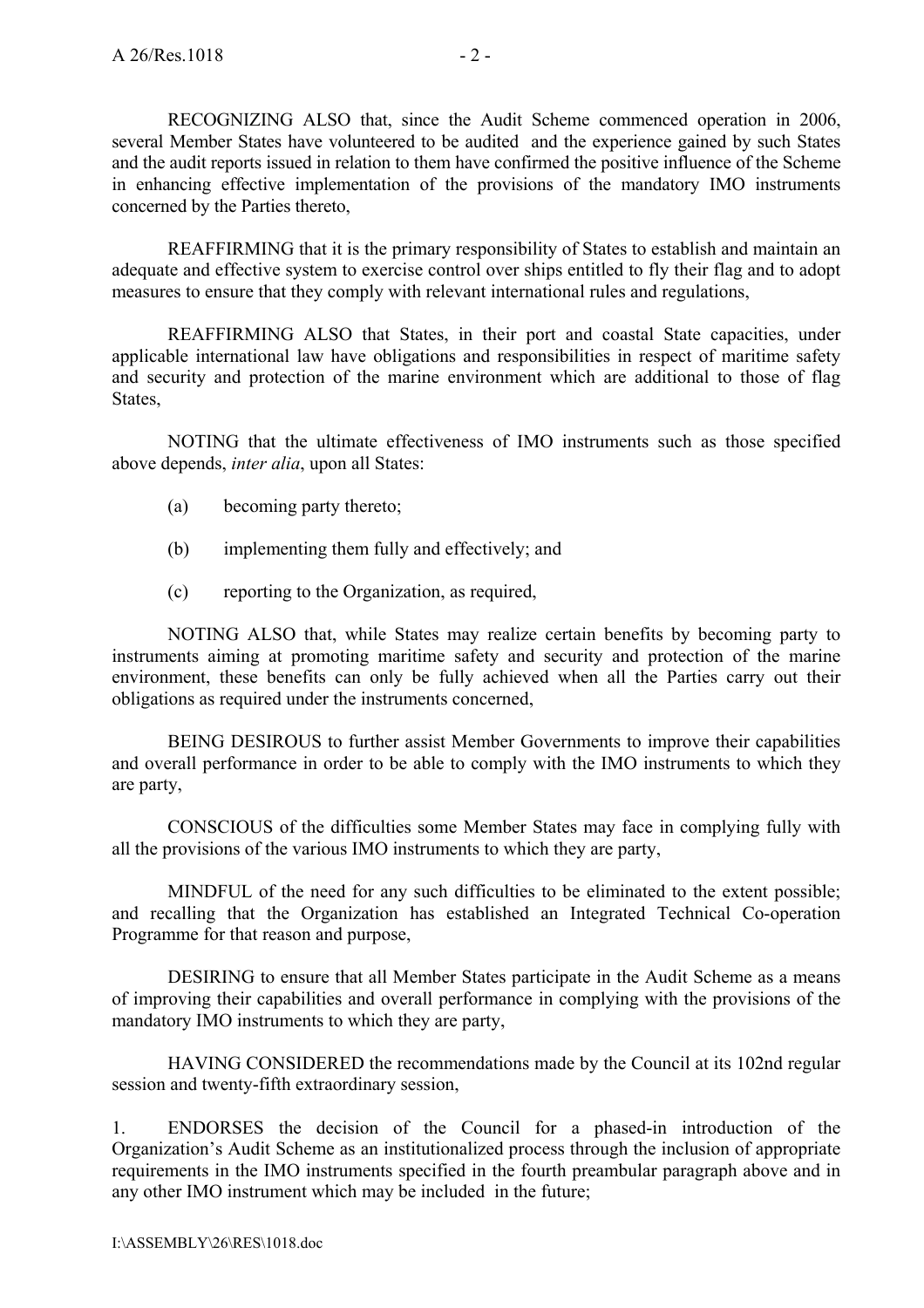RECOGNIZING ALSO that, since the Audit Scheme commenced operation in 2006, several Member States have volunteered to be audited and the experience gained by such States and the audit reports issued in relation to them have confirmed the positive influence of the Scheme in enhancing effective implementation of the provisions of the mandatory IMO instruments concerned by the Parties thereto,

REAFFIRMING that it is the primary responsibility of States to establish and maintain an adequate and effective system to exercise control over ships entitled to fly their flag and to adopt measures to ensure that they comply with relevant international rules and regulations,

REAFFIRMING ALSO that States, in their port and coastal State capacities, under applicable international law have obligations and responsibilities in respect of maritime safety and security and protection of the marine environment which are additional to those of flag States,

NOTING that the ultimate effectiveness of IMO instruments such as those specified above depends, *inter alia*, upon all States:

(a) becoming party thereto;

(b) implementing them fully and effectively; and

(c) reporting to the Organization, as required,

NOTING ALSO that, while States may realize certain benefits by becoming party to instruments aiming at promoting maritime safety and security and protection of the marine environment, these benefits can only be fully achieved when all the Parties carry out their obligations as required under the instruments concerned,

BEING DESIROUS to further assist Member Governments to improve their capabilities and overall performance in order to be able to comply with the IMO instruments to which they are party,

CONSCIOUS of the difficulties some Member States may face in complying fully with all the provisions of the various IMO instruments to which they are party,

MINDFUL of the need for any such difficulties to be eliminated to the extent possible; and recalling that the Organization has established an Integrated Technical Co-operation Programme for that reason and purpose,

DESIRING to ensure that all Member States participate in the Audit Scheme as a means of improving their capabilities and overall performance in complying with the provisions of the mandatory IMO instruments to which they are party,

HAVING CONSIDERED the recommendations made by the Council at its 102nd regular session and twenty-fifth extraordinary session,

1. ENDORSES the decision of the Council for a phased-in introduction of the Organization's Audit Scheme as an institutionalized process through the inclusion of appropriate requirements in the IMO instruments specified in the fourth preambular paragraph above and in any other IMO instrument which may be included in the future;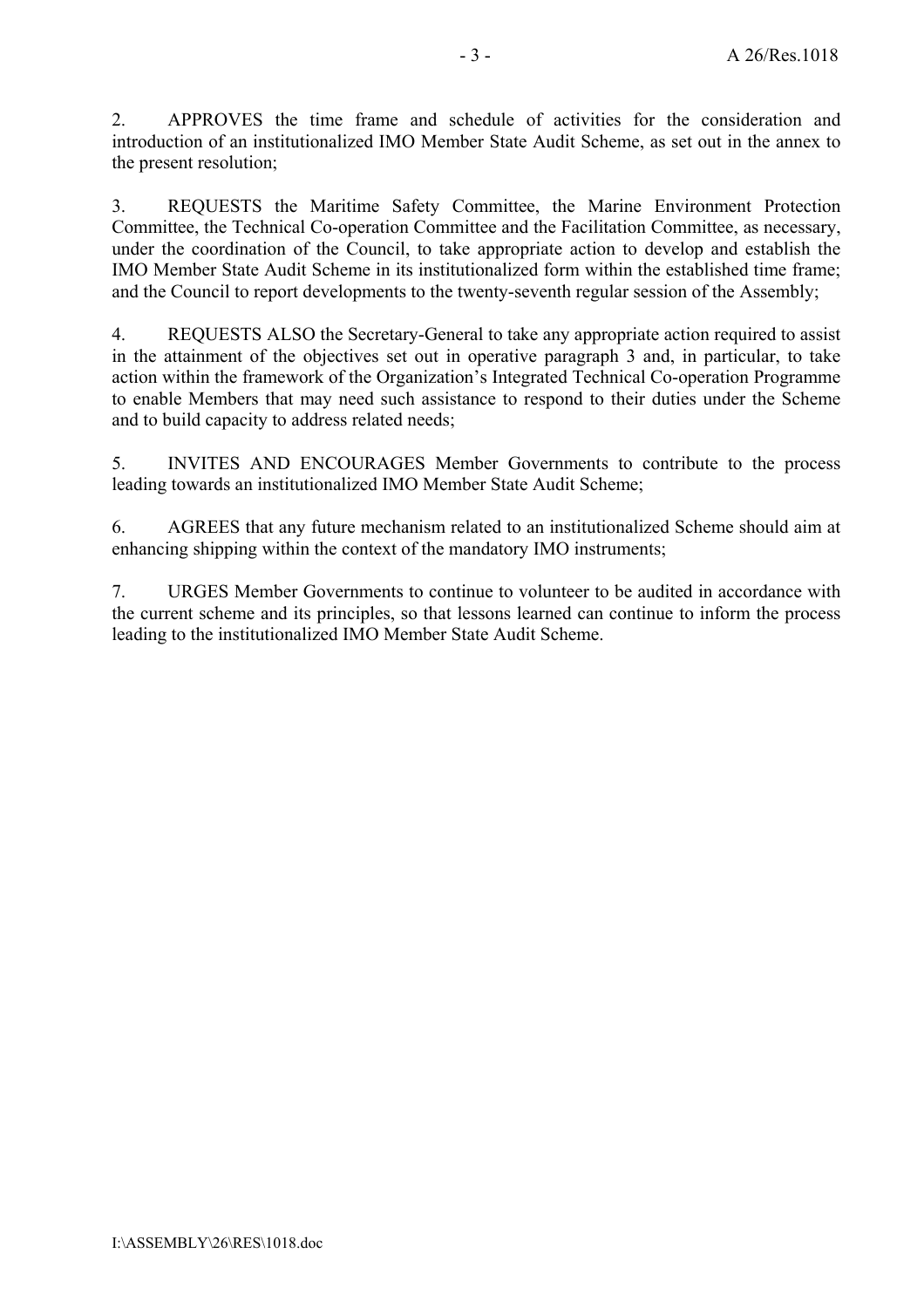2. APPROVES the time frame and schedule of activities for the consideration and introduction of an institutionalized IMO Member State Audit Scheme, as set out in the annex to the present resolution;

3. REQUESTS the Maritime Safety Committee, the Marine Environment Protection Committee, the Technical Co-operation Committee and the Facilitation Committee, as necessary, under the coordination of the Council, to take appropriate action to develop and establish the IMO Member State Audit Scheme in its institutionalized form within the established time frame; and the Council to report developments to the twenty-seventh regular session of the Assembly;

4. REQUESTS ALSO the Secretary-General to take any appropriate action required to assist in the attainment of the objectives set out in operative paragraph 3 and, in particular, to take action within the framework of the Organization's Integrated Technical Co-operation Programme to enable Members that may need such assistance to respond to their duties under the Scheme and to build capacity to address related needs;

5. INVITES AND ENCOURAGES Member Governments to contribute to the process leading towards an institutionalized IMO Member State Audit Scheme;

6. AGREES that any future mechanism related to an institutionalized Scheme should aim at enhancing shipping within the context of the mandatory IMO instruments;

7. URGES Member Governments to continue to volunteer to be audited in accordance with the current scheme and its principles, so that lessons learned can continue to inform the process leading to the institutionalized IMO Member State Audit Scheme.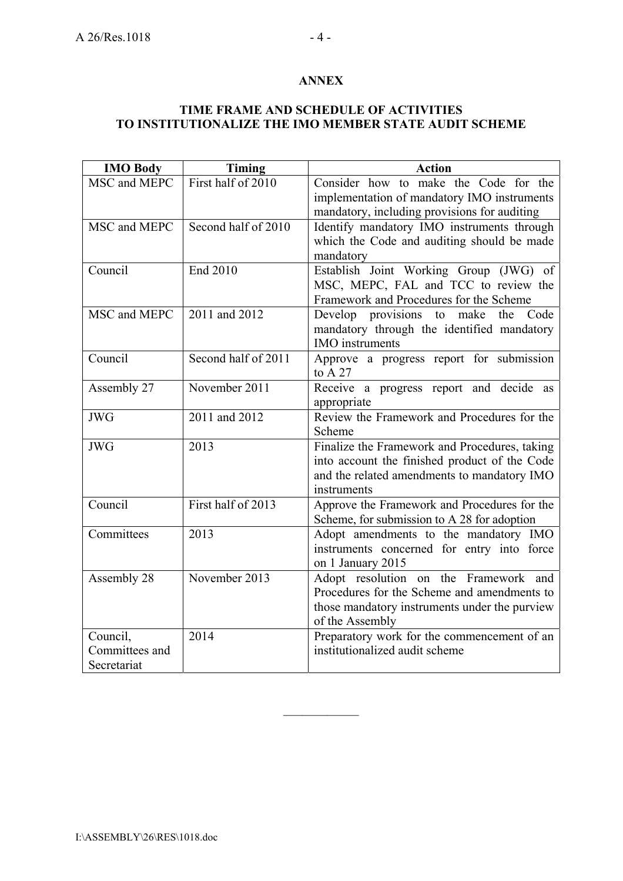## ANNEX

### TIME FRAME AND SCHEDULE OF ACTIVITIES TO INSTITUTIONALIZE THE IMO MEMBER STATE AUDIT SCHEME

| IMO Body | Timing | Action |
|---|---|---|
| MSC and MEPC | First half of 2010 | Consider how to make the Code for the implementation of mandatory IMO instruments mandatory, including provisions for auditing |
| MSC and MEPC | Second half of 2010 | Identify mandatory IMO instruments through which the Code and auditing should be made mandatory |
| Council | End 2010 | Establish Joint Working Group (JWG) of MSC, MEPC, FAL and TCC to review the Framework and Procedures for the Scheme |
| MSC and MEPC | 2011 and 2012 | Develop provisions to make the Code mandatory through the identified mandatory IMO instruments |
| Council | Second half of 2011 | Approve a progress report for submission to A 27 |
| Assembly 27 | November 2011 | Receive a progress report and decide as appropriate |
| JWG | 2011 and 2012 | Review the Framework and Procedures for the Scheme |
| JWG | 2013 | Finalize the Framework and Procedures, taking into account the finished product of the Code and the related amendments to mandatory IMO instruments |
| Council | First half of 2013 | Approve the Framework and Procedures for the Scheme, for submission to A 28 for adoption |
| Committees | 2013 | Adopt amendments to the mandatory IMO instruments concerned for entry into force on 1 January 2015 |
| Assembly 28 | November 2013 | Adopt resolution on the Framework and Procedures for the Scheme and amendments to those mandatory instruments under the purview of the Assembly |
| Council, Committees and Secretariat | 2014 | Preparatory work for the commencement of an institutionalized audit scheme |

___